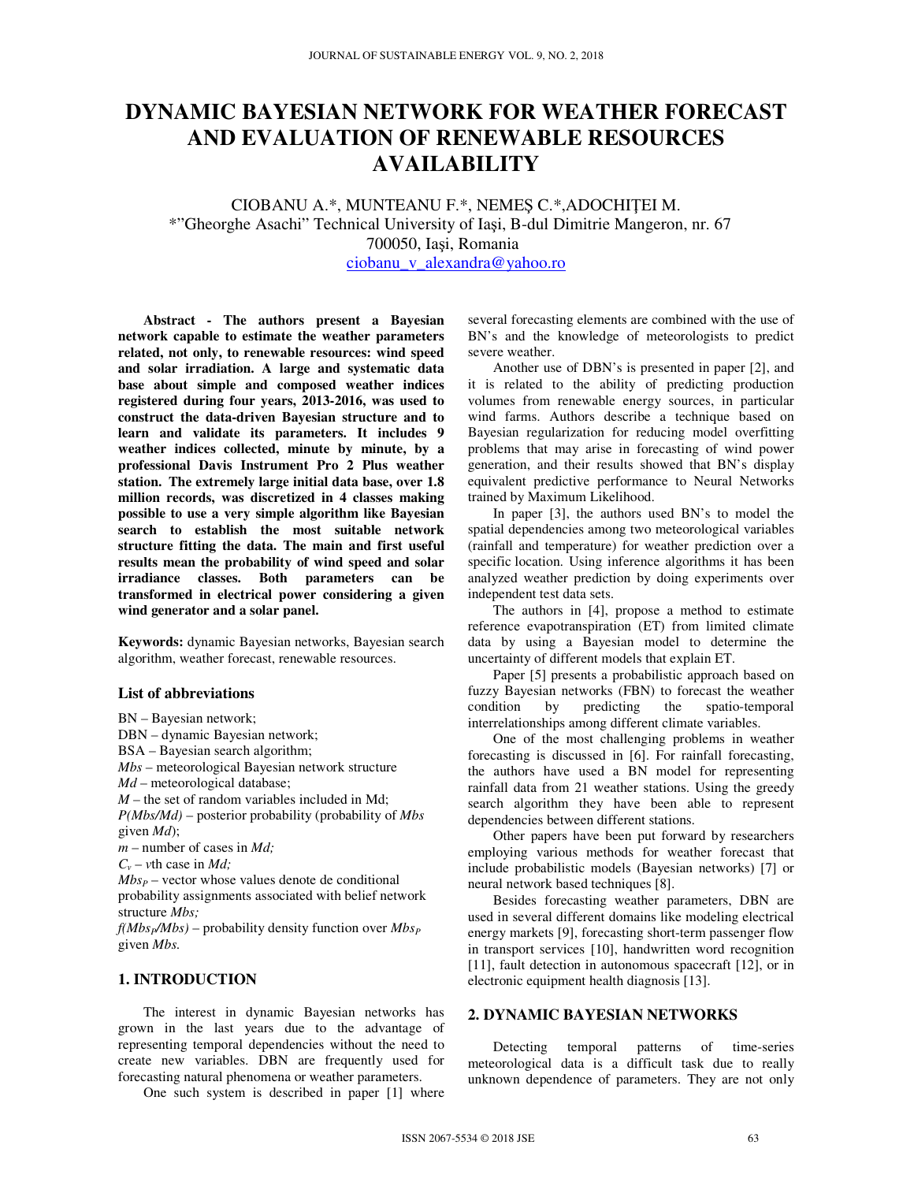# DYNAMIC BAYESIAN NETWORK FOR WEATHER FORECAST AND EVALUATION OF RENEWABLE RESOURCES AVAILABILITY

CIOBANU A.*, MUNTEANU F.*, NEMEŞ C.*,ADOCHIŢEI M.
*"Gheorghe Asachi" Technical University of Iaşi, B-dul Dimitrie Mangeron, nr. 67
700050, Iaşi, Romania
ciobanu_v_alexandra@yahoo.ro

**Abstract - The authors present a Bayesian network capable to estimate the weather parameters related, not only, to renewable resources: wind speed and solar irradiation. A large and systematic data base about simple and composed weather indices registered during four years, 2013-2016, was used to construct the data-driven Bayesian structure and to learn and validate its parameters. It includes 9 weather indices collected, minute by minute, by a professional Davis Instrument Pro 2 Plus weather station. The extremely large initial data base, over 1.8 million records, was discretized in 4 classes making possible to use a very simple algorithm like Bayesian search to establish the most suitable network structure fitting the data. The main and first useful results mean the probability of wind speed and solar irradiance classes. Both parameters can be transformed in electrical power considering a given wind generator and a solar panel.**

**Keywords:** dynamic Bayesian networks, Bayesian search algorithm, weather forecast, renewable resources.

### List of abbreviations

BN – Bayesian network;
DBN – dynamic Bayesian network;
BSA – Bayesian search algorithm;
*Mbs* – meteorological Bayesian network structure
*Md* – meteorological database;
*M* – the set of random variables included in Md;
*P(Mbs/Md)* – posterior probability (probability of *Mbs* given *Md*);
*m* – number of cases in *Md;*
$C_v$ – *v*th case in *Md;*
$Mbs_P$ – vector whose values denote de conditional probability assignments associated with belief network structure *Mbs;*
$f(Mbs_P/Mbs)$ – probability density function over $Mbs_P$ given *Mbs.*

## 1. INTRODUCTION

The interest in dynamic Bayesian networks has grown in the last years due to the advantage of representing temporal dependencies without the need to create new variables. DBN are frequently used for forecasting natural phenomena or weather parameters.

One such system is described in paper [1] where several forecasting elements are combined with the use of BN's and the knowledge of meteorologists to predict severe weather.

Another use of DBN's is presented in paper [2], and it is related to the ability of predicting production volumes from renewable energy sources, in particular wind farms. Authors describe a technique based on Bayesian regularization for reducing model overfitting problems that may arise in forecasting of wind power generation, and their results showed that BN's display equivalent predictive performance to Neural Networks trained by Maximum Likelihood.

In paper [3], the authors used BN's to model the spatial dependencies among two meteorological variables (rainfall and temperature) for weather prediction over a specific location. Using inference algorithms it has been analyzed weather prediction by doing experiments over independent test data sets.

The authors in [4], propose a method to estimate reference evapotranspiration (ET) from limited climate data by using a Bayesian model to determine the uncertainty of different models that explain ET.

Paper [5] presents a probabilistic approach based on fuzzy Bayesian networks (FBN) to forecast the weather condition by predicting the spatio-temporal interrelationships among different climate variables.

One of the most challenging problems in weather forecasting is discussed in [6]. For rainfall forecasting, the authors have used a BN model for representing rainfall data from 21 weather stations. Using the greedy search algorithm they have been able to represent dependencies between different stations.

Other papers have been put forward by researchers employing various methods for weather forecast that include probabilistic models (Bayesian networks) [7] or neural network based techniques [8].

Besides forecasting weather parameters, DBN are used in several different domains like modeling electrical energy markets [9], forecasting short-term passenger flow in transport services [10], handwritten word recognition [11], fault detection in autonomous spacecraft [12], or in electronic equipment health diagnosis [13].

## 2. DYNAMIC BAYESIAN NETWORKS

Detecting temporal patterns of time-series meteorological data is a difficult task due to really unknown dependence of parameters. They are not only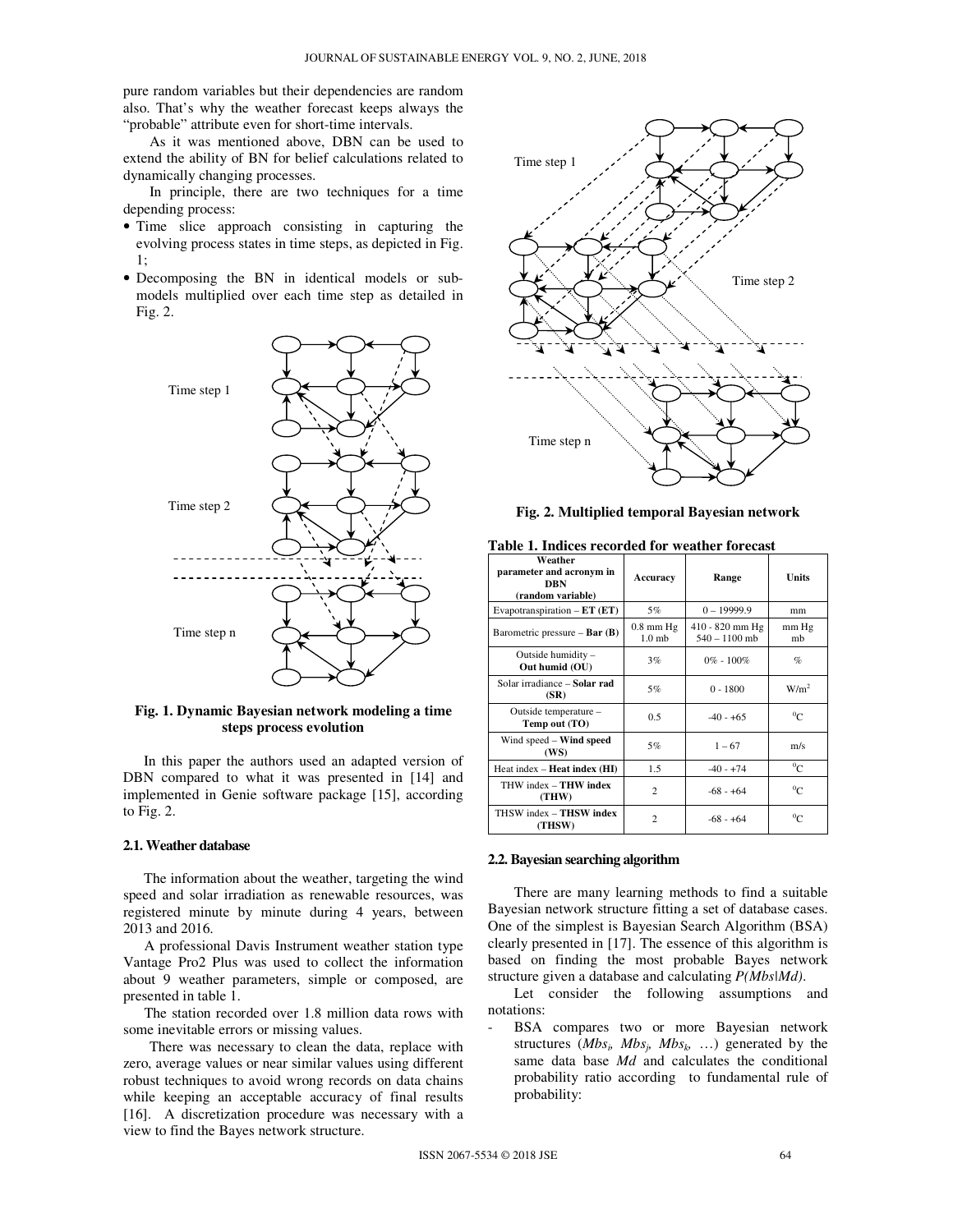pure random variables but their dependencies are random also. That's why the weather forecast keeps always the "probable" attribute even for short-time intervals.

As it was mentioned above, DBN can be used to extend the ability of BN for belief calculations related to dynamically changing processes.

In principle, there are two techniques for a time depending process:

- Time slice approach consisting in capturing the evolving process states in time steps, as depicted in Fig. 1;
- Decomposing the BN in identical models or sub-models multiplied over each time step as detailed in Fig. 2.

**Fig. 1. Dynamic Bayesian network modeling a time steps process evolution**

In this paper the authors used an adapted version of DBN compared to what it was presented in [14] and implemented in Genie software package [15], according to Fig. 2.

**Fig. 2. Multiplied temporal Bayesian network**

### 2.1. Weather database

The information about the weather, targeting the wind speed and solar irradiation as renewable resources, was registered minute by minute during 4 years, between 2013 and 2016.

A professional Davis Instrument weather station type Vantage Pro2 Plus was used to collect the information about 9 weather parameters, simple or composed, are presented in table 1.

The station recorded over 1.8 million data rows with some inevitable errors or missing values.

There was necessary to clean the data, replace with zero, average values or near similar values using different robust techniques to avoid wrong records on data chains while keeping an acceptable accuracy of final results [16]. A discretization procedure was necessary with a view to find the Bayes network structure.

**Table 1. Indices recorded for weather forecast**

| Weather parameter and acronym in DBN (random variable) | Accuracy | Range | Units |
|---|---|---|---|
| Evapotranspiration – **ET (ET)** | 5% | 0 – 19999.9 | mm |
| Barometric pressure – **Bar (B)** | 0.8 mm Hg<br>1.0 mb | 410 - 820 mm Hg<br>540 – 1100 mb | mm Hg<br>mb |
| Outside humidity – **Out humid (OU)** | 3% | 0% - 100% | % |
| Solar irradiance – **Solar rad (SR)** | 5% | 0 - 1800 | W/m$^2$ |
| Outside temperature – **Temp out (TO)** | 0.5 | -40 - +65 | $^0$C |
| Wind speed – **Wind speed (WS)** | 5% | 1 – 67 | m/s |
| Heat index – **Heat index (HI)** | 1.5 | -40 - +74 | $^0$C |
| THW index – **THW index (THW)** | 2 | -68 - +64 | $^0$C |
| THSW index – **THSW index (THSW)** | 2 | -68 - +64 | $^0$C |

### 2.2. Bayesian searching algorithm

There are many learning methods to find a suitable Bayesian network structure fitting a set of database cases. One of the simplest is Bayesian Search Algorithm (BSA) clearly presented in [17]. The essence of this algorithm is based on finding the most probable Bayes network structure given a database and calculating $P(Mbs|Md)$.

Let consider the following assumptions and notations:

- BSA compares two or more Bayesian network structures ($Mbs_i$, $Mbs_j$, $Mbs_k$, …) generated by the same data base $Md$ and calculates the conditional probability ratio according to fundamental rule of probability: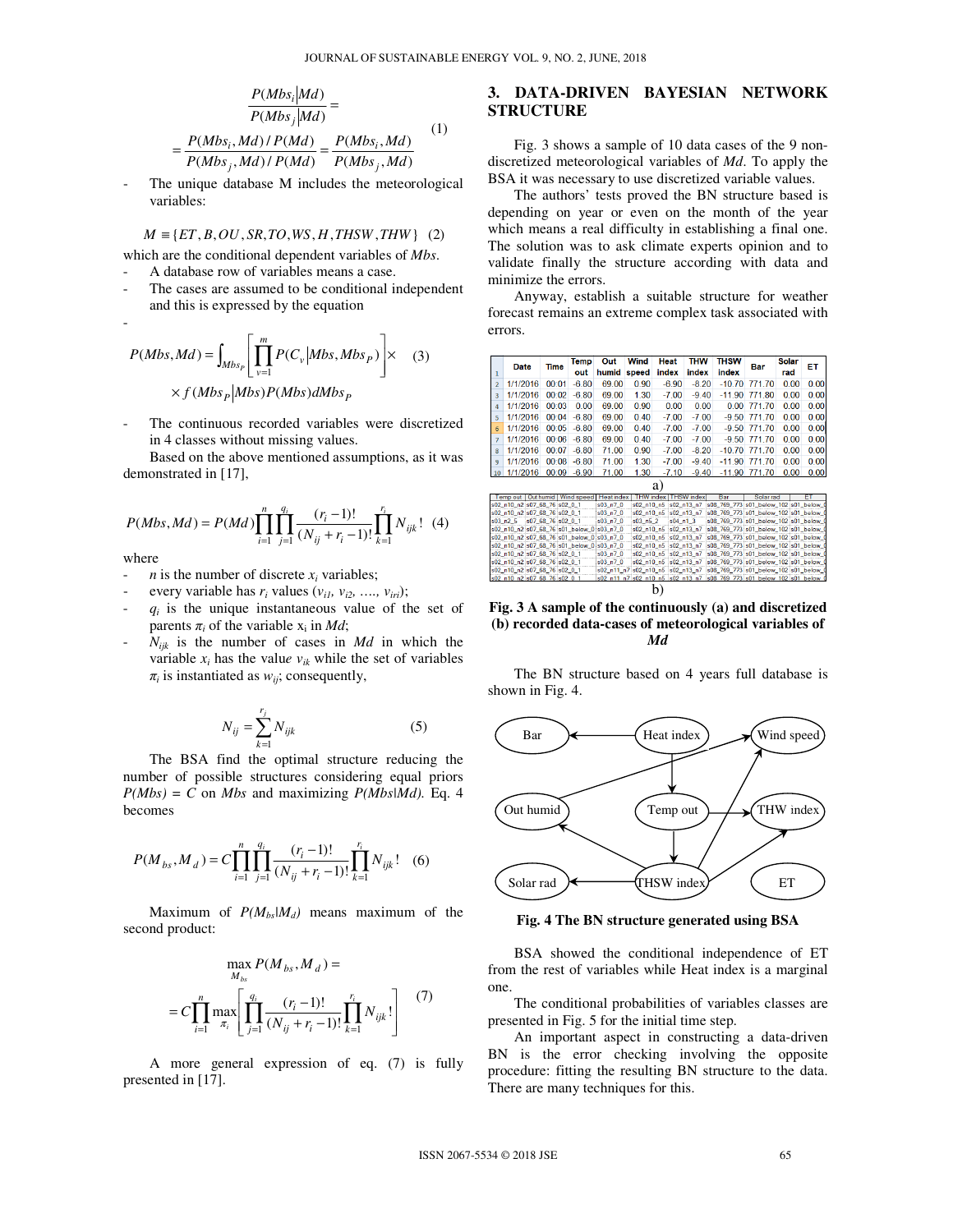$$\frac{P(Mbs_i|Md)}{P(Mbs_j|Md)} = \\ = \frac{P(Mbs_i, Md)/P(Md)}{P(Mbs_j, Md)/P(Md)} = \frac{P(Mbs_i, Md)}{P(Mbs_j, Md)} \quad (1)$$

- The unique database M includes the meteorological variables:

$$M \equiv \{ET, B, OU, SR, TO, WS, H, THSW, THW\} \quad (2)$$

which are the conditional dependent variables of *Mbs*.

- A database row of variables means a case.
- The cases are assumed to be conditional independent and this is expressed by the equation
-

$$P(Mbs, Md) = \int_{Mbs_P} \left[ \prod_{v=1}^{m} P(C_v | Mbs, Mbs_P) \right] \times \\ \times f(Mbs_P | Mbs) P(Mbs) dMbs_P \quad (3)$$

- The continuous recorded variables were discretized in 4 classes without missing values.

Based on the above mentioned assumptions, as it was demonstrated in [17],

$$P(Mbs, Md) = P(Md) \prod_{i=1}^{n} \prod_{j=1}^{q_i} \frac{(r_i - 1)!}{(N_{ij} + r_i - 1)!} \prod_{k=1}^{r_i} N_{ijk}! \quad (4)$$

where

- $n$ is the number of discrete $x_i$ variables;
- every variable has $r_i$ values ($v_{i1}, v_{i2}, \ldots, v_{iri}$);
- $q_i$ is the unique instantaneous value of the set of parents $\pi_i$ of the variable $x_i$ in *Md*;
- $N_{ijk}$ is the number of cases in *Md* in which the variable $x_i$ has the value $v_{ik}$ while the set of variables $\pi_i$ is instantiated as $w_{ij}$; consequently,

$$N_{ij} = \sum_{k=1}^{r_i} N_{ijk} \quad (5)$$

The BSA find the optimal structure reducing the number of possible structures considering equal priors $P(Mbs) = C$ on *Mbs* and maximizing $P(Mbs|Md)$. Eq. 4 becomes

$$P(M_{bs}, M_d) = C \prod_{i=1}^{n} \prod_{j=1}^{q_i} \frac{(r_i - 1)!}{(N_{ij} + r_i - 1)!} \prod_{k=1}^{r_i} N_{ijk}! \quad (6)$$

Maximum of $P(M_{bs}|M_d)$ means maximum of the second product:

$$\max_{M_{bs}} P(M_{bs}, M_d) = \\ = C \prod_{i=1}^{n} \max_{\pi_i} \left[ \prod_{j=1}^{q_i} \frac{(r_i - 1)!}{(N_{ij} + r_i - 1)!} \prod_{k=1}^{r_i} N_{ijk}! \right] \quad (7)$$

A more general expression of eq. (7) is fully presented in [17].

## 3. DATA-DRIVEN BAYESIAN NETWORK STRUCTURE

Fig. 3 shows a sample of 10 data cases of the 9 non-discretized meteorological variables of *Md*. To apply the BSA it was necessary to use discretized variable values.

The authors' tests proved the BN structure based is depending on year or even on the month of the year which means a real difficulty in establishing a final one. The solution was to ask climate experts opinion and to validate finally the structure according with data and minimize the errors.

Anyway, establish a suitable structure for weather forecast remains an extreme complex task associated with errors.

| Date | Time | Temp out | Out humid | Wind speed | Heat index | THW index | THSW index | Bar | Solar rad | ET |
|---|---|---|---|---|---|---|---|---|---|---|
| 1/1/2016 | 00:01 | -6.80 | 69.00 | 0.90 | -6.90 | -8.20 | -10.70 | 771.70 | 0.00 | 0.00 |
| 1/1/2016 | 00:02 | -6.80 | 69.00 | 1.30 | -7.00 | -9.40 | -11.90 | 771.80 | 0.00 | 0.00 |
| 1/1/2016 | 00:03 | 0.00 | 69.00 | 0.90 | 0.00 | 0.00 | 0.00 | 771.70 | 0.00 | 0.00 |
| 1/1/2016 | 00:04 | -6.80 | 69.00 | 0.40 | -7.00 | -7.00 | -9.50 | 771.70 | 0.00 | 0.00 |
| 1/1/2016 | 00:05 | -6.80 | 69.00 | 0.40 | -7.00 | -7.00 | -9.50 | 771.70 | 0.00 | 0.00 |
| 1/1/2016 | 00:06 | -6.80 | 69.00 | 0.40 | -7.00 | -7.00 | -9.50 | 771.70 | 0.00 | 0.00 |
| 1/1/2016 | 00:07 | -6.80 | 71.00 | 0.90 | -7.00 | -8.20 | -10.70 | 771.70 | 0.00 | 0.00 |
| 1/1/2016 | 00:08 | -6.80 | 71.00 | 1.30 | -7.00 | -9.40 | -11.90 | 771.70 | 0.00 | 0.00 |
| 1/1/2016 | 00:09 | -6.90 | 71.00 | 1.30 | -7.10 | -9.40 | -11.90 | 771.70 | 0.00 | 0.00 |

a)

| Temp out | Out humid | Wind speed | Heat index | THW index | THSW index | Bar | Solar rad | ET |
|---|---|---|---|---|---|---|---|---|
| s02_n10_n2 | s07_68_76 | s02_0_1 | s03_n7_0 | s02_n10_n5 | s02_n13_n7 | s08_769_773 | s01_below_102 | s01_below_0 |
| s02_n10_n2 | s07_68_76 | s02_0_1 | s03_n7_0 | s02_n10_n5 | s02_n13_n7 | s08_769_773 | s01_below_102 | s01_below_0 |
| s03_n2_5 | s07_68_76 | s02_0_1 | s03_n7_0 | s03_n5_2 | s04_n1_3 | s08_769_773 | s01_below_102 | s01_below_0 |
| s02_n10_n2 | s07_68_76 | s01_below_0 | s03_n7_0 | s02_n10_n5 | s02_n13_n7 | s08_769_773 | s01_below_102 | s01_below_0 |
| s02_n10_n2 | s07_68_76 | s01_below_0 | s03_n7_0 | s02_n10_n5 | s02_n13_n7 | s08_769_773 | s01_below_102 | s01_below_0 |
| s02_n10_n2 | s07_68_76 | s01_below_0 | s03_n7_0 | s02_n10_n5 | s02_n13_n7 | s08_769_773 | s01_below_102 | s01_below_0 |
| s02_n10_n2 | s07_68_76 | s02_0_1 | s03_n7_0 | s02_n10_n5 | s02_n13_n7 | s08_769_773 | s01_below_102 | s01_below_0 |
| s02_n10_n2 | s07_68_76 | s02_0_1 | s03_n7_0 | s02_n10_n5 | s02_n13_n7 | s08_769_773 | s01_below_102 | s01_below_0 |
| s02_n10_n2 | s07_68_76 | s02_0_1 | s02_n11_n7 | s02_n10_n5 | s02_n13_n7 | s08_769_773 | s01_below_102 | s01_below_0 |
| s02_n10_n2 | s07_68_76 | s02_0_1 | s02_n11_n7 | s02_n10_n5 | s02_n13_n7 | s08_769_773 | s01_below_102 | s01_below_0 |

b)

**Fig. 3 A sample of the continuously (a) and discretized (b) recorded data-cases of meteorological variables of *Md***

The BN structure based on 4 years full database is shown in Fig. 4.

**Fig. 4 The BN structure generated using BSA**

BSA showed the conditional independence of ET from the rest of variables while Heat index is a marginal one.

The conditional probabilities of variables classes are presented in Fig. 5 for the initial time step.

An important aspect in constructing a data-driven BN is the error checking involving the opposite procedure: fitting the resulting BN structure to the data. There are many techniques for this.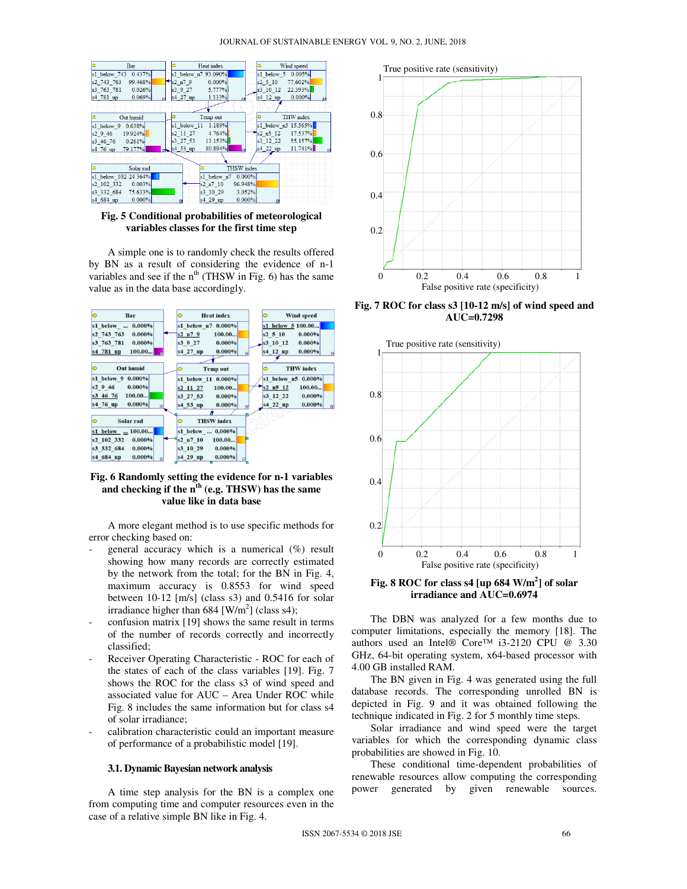**Fig. 5 Conditional probabilities of meteorological variables classes for the first time step**

A simple one is to randomly check the results offered by BN as a result of considering the evidence of n-1 variables and see if the n[th] (THSW in Fig. 6) has the same value as in the data base accordingly.

**Fig. 6 Randomly setting the evidence for n-1 variables and checking if the n[th] (e.g. THSW) has the same value like in data base**

A more elegant method is to use specific methods for error checking based on:

- general accuracy which is a numerical (%) result showing how many records are correctly estimated by the network from the total; for the BN in Fig. 4, maximum accuracy is 0.8553 for wind speed between 10-12 [m/s] (class s3) and 0.5416 for solar irradiance higher than 684 [W/m$^2$] (class s4);
- confusion matrix [19] shows the same result in terms of the number of records correctly and incorrectly classified;
- Receiver Operating Characteristic - ROC for each of the states of each of the class variables [19]. Fig. 7 shows the ROC for the class s3 of wind speed and associated value for AUC – Area Under ROC while Fig. 8 includes the same information but for class s4 of solar irradiance;
- calibration characteristic could an important measure of performance of a probabilistic model [19].

### 3.1. Dynamic Bayesian network analysis

A time step analysis for the BN is a complex one from computing time and computer resources even in the case of a relative simple BN like in Fig. 4.

**Fig. 7 ROC for class s3 [10-12 m/s] of wind speed and AUC=0.7298**

**Fig. 8 ROC for class s4 [up 684 W/m$^2$] of solar irradiance and AUC=0.6974**

The DBN was analyzed for a few months due to computer limitations, especially the memory [18]. The authors used an Intel® Core™ i3-2120 CPU @ 3.30 GHz, 64-bit operating system, x64-based processor with 4.00 GB installed RAM.

The BN given in Fig. 4 was generated using the full database records. The corresponding unrolled BN is depicted in Fig. 9 and it was obtained following the technique indicated in Fig. 2 for 5 monthly time steps.

Solar irradiance and wind speed were the target variables for which the corresponding dynamic class probabilities are showed in Fig. 10.

These conditional time-dependent probabilities of renewable resources allow computing the corresponding power generated by given renewable sources.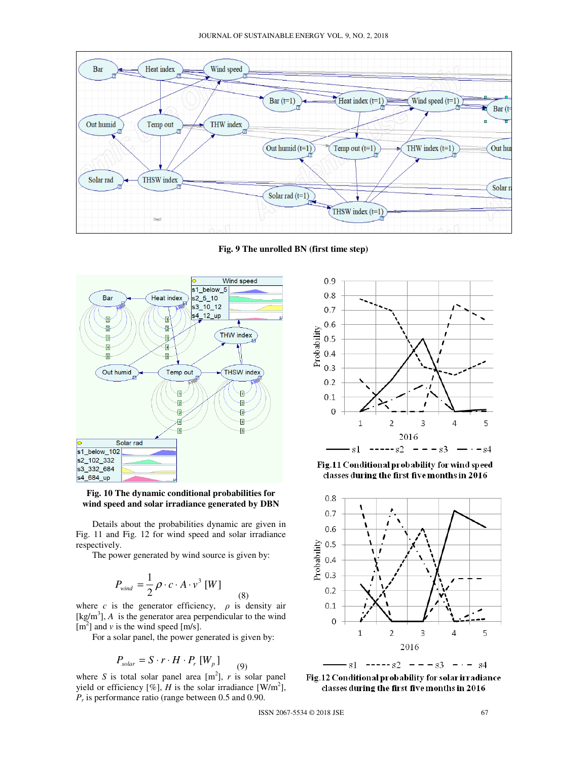**Fig. 9 The unrolled BN (first time step)**

**Fig. 10 The dynamic conditional probabilities for wind speed and solar irradiance generated by DBN**

Details about the probabilities dynamic are given in Fig. 11 and Fig. 12 for wind speed and solar irradiance respectively.

The power generated by wind source is given by:

$$P_{wind} = \frac{1}{2} \rho \cdot c \cdot A \cdot v^3 \; [W] \tag{8}$$

where $c$ is the generator efficiency, $\rho$ is density air [kg/m$^3$], $A$ is the generator area perpendicular to the wind [m$^2$] and $v$ is the wind speed [m/s].

For a solar panel, the power generated is given by:

$$P_{solar} = S \cdot r \cdot H \cdot P_r \; [W_p] \tag{9}$$

where $S$ is total solar panel area [m$^2$], $r$ is solar panel yield or efficiency [%], $H$ is the solar irradiance [W/m$^2$], $P_r$ is performance ratio (range between 0.5 and 0.90.

**Fig.11 Conditional probability for wind speed classes during the first five months in 2016**

**Fig.12 Conditional probability for solar irradiance classes during the first five months in 2016**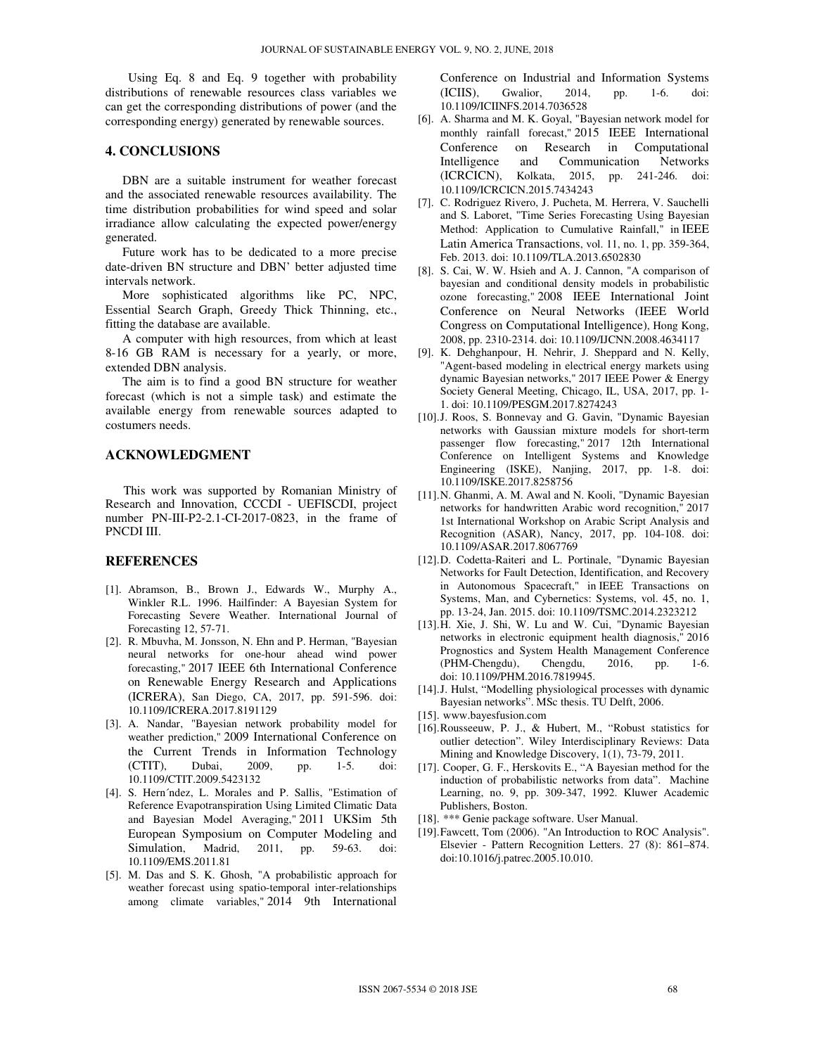Using Eq. 8 and Eq. 9 together with probability distributions of renewable resources class variables we can get the corresponding distributions of power (and the corresponding energy) generated by renewable sources.

## 4. CONCLUSIONS

DBN are a suitable instrument for weather forecast and the associated renewable resources availability. The time distribution probabilities for wind speed and solar irradiance allow calculating the expected power/energy generated.

Future work has to be dedicated to a more precise date-driven BN structure and DBN' better adjusted time intervals network.

More sophisticated algorithms like PC, NPC, Essential Search Graph, Greedy Thick Thinning, etc., fitting the database are available.

A computer with high resources, from which at least 8-16 GB RAM is necessary for a yearly, or more, extended DBN analysis.

The aim is to find a good BN structure for weather forecast (which is not a simple task) and estimate the available energy from renewable sources adapted to costumers needs.

## ACKNOWLEDGMENT

This work was supported by Romanian Ministry of Research and Innovation, CCCDI - UEFISCDI, project number PN-III-P2-2.1-CI-2017-0823, in the frame of PNCDI III.

## REFERENCES

[1]. Abramson, B., Brown J., Edwards W., Murphy A., Winkler R.L. 1996. Hailfinder: A Bayesian System for Forecasting Severe Weather. International Journal of Forecasting 12, 57-71.

[2]. R. Mbuvha, M. Jonsson, N. Ehn and P. Herman, "Bayesian neural networks for one-hour ahead wind power forecasting," 2017 IEEE 6th International Conference on Renewable Energy Research and Applications (ICRERA), San Diego, CA, 2017, pp. 591-596. doi: 10.1109/ICRERA.2017.8191129

[3]. A. Nandar, "Bayesian network probability model for weather prediction," 2009 International Conference on the Current Trends in Information Technology (CTIT), Dubai, 2009, pp. 1-5. doi: 10.1109/CTIT.2009.5423132

[4]. S. Hern´ndez, L. Morales and P. Sallis, "Estimation of Reference Evapotranspiration Using Limited Climatic Data and Bayesian Model Averaging," 2011 UKSim 5th European Symposium on Computer Modeling and Simulation, Madrid, 2011, pp. 59-63. doi: 10.1109/EMS.2011.81

[5]. M. Das and S. K. Ghosh, "A probabilistic approach for weather forecast using spatio-temporal inter-relationships among climate variables," 2014 9th International Conference on Industrial and Information Systems (ICIIS), Gwalior, 2014, pp. 1-6. doi: 10.1109/ICIINFS.2014.7036528

[6]. A. Sharma and M. K. Goyal, "Bayesian network model for monthly rainfall forecast," 2015 IEEE International Conference on Research in Computational Intelligence and Communication Networks (ICRCICN), Kolkata, 2015, pp. 241-246. doi: 10.1109/ICRCICN.2015.7434243

[7]. C. Rodriguez Rivero, J. Pucheta, M. Herrera, V. Sauchelli and S. Laboret, "Time Series Forecasting Using Bayesian Method: Application to Cumulative Rainfall," in IEEE Latin America Transactions, vol. 11, no. 1, pp. 359-364, Feb. 2013. doi: 10.1109/TLA.2013.6502830

[8]. S. Cai, W. W. Hsieh and A. J. Cannon, "A comparison of bayesian and conditional density models in probabilistic ozone forecasting," 2008 IEEE International Joint Conference on Neural Networks (IEEE World Congress on Computational Intelligence), Hong Kong, 2008, pp. 2310-2314. doi: 10.1109/IJCNN.2008.4634117

[9]. K. Dehghanpour, H. Nehrir, J. Sheppard and N. Kelly, "Agent-based modeling in electrical energy markets using dynamic Bayesian networks," 2017 IEEE Power & Energy Society General Meeting, Chicago, IL, USA, 2017, pp. 1-1. doi: 10.1109/PESGM.2017.8274243

[10]. J. Roos, S. Bonnevay and G. Gavin, "Dynamic Bayesian networks with Gaussian mixture models for short-term passenger flow forecasting," 2017 12th International Conference on Intelligent Systems and Knowledge Engineering (ISKE), Nanjing, 2017, pp. 1-8. doi: 10.1109/ISKE.2017.8258756

[11]. N. Ghanmi, A. M. Awal and N. Kooli, "Dynamic Bayesian networks for handwritten Arabic word recognition," 2017 1st International Workshop on Arabic Script Analysis and Recognition (ASAR), Nancy, 2017, pp. 104-108. doi: 10.1109/ASAR.2017.8067769

[12]. D. Codetta-Raiteri and L. Portinale, "Dynamic Bayesian Networks for Fault Detection, Identification, and Recovery in Autonomous Spacecraft," in IEEE Transactions on Systems, Man, and Cybernetics: Systems, vol. 45, no. 1, pp. 13-24, Jan. 2015. doi: 10.1109/TSMC.2014.2323212

[13]. H. Xie, J. Shi, W. Lu and W. Cui, "Dynamic Bayesian networks in electronic equipment health diagnosis," 2016 Prognostics and System Health Management Conference (PHM-Chengdu), Chengdu, 2016, pp. 1-6. doi: 10.1109/PHM.2016.7819945.

[14]. J. Hulst, "Modelling physiological processes with dynamic Bayesian networks". MSc thesis. TU Delft, 2006.

[15]. www.bayesfusion.com

[16]. Rousseeuw, P. J., & Hubert, M., "Robust statistics for outlier detection". Wiley Interdisciplinary Reviews: Data Mining and Knowledge Discovery, 1(1), 73-79, 2011.

[17]. Cooper, G. F., Herskovits E., "A Bayesian method for the induction of probabilistic networks from data". Machine Learning, no. 9, pp. 309-347, 1992. Kluwer Academic Publishers, Boston.

[18]. *** Genie package software. User Manual.

[19]. Fawcett, Tom (2006). "An Introduction to ROC Analysis". Elsevier - Pattern Recognition Letters. 27 (8): 861–874. doi:10.1016/j.patrec.2005.10.010.